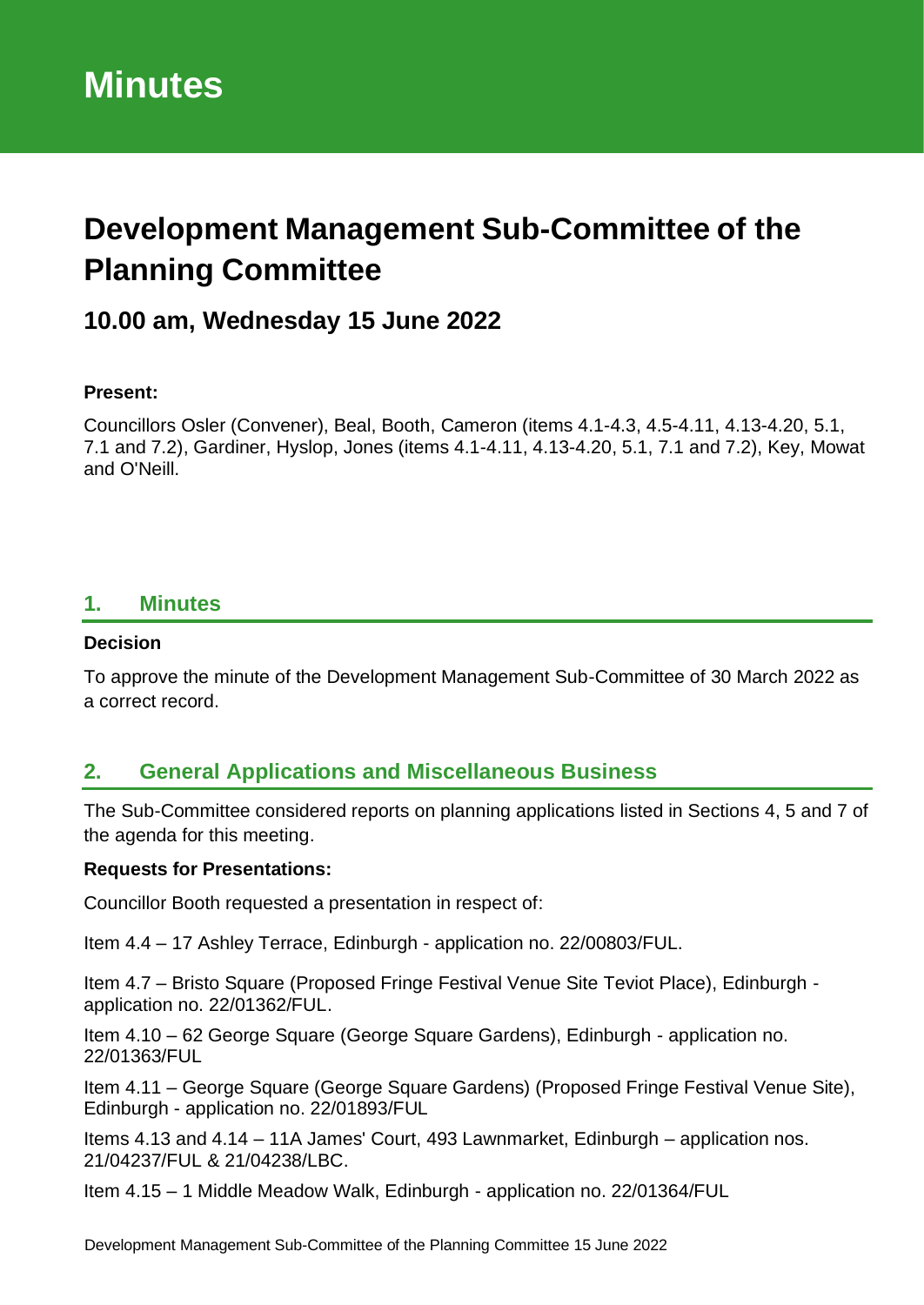# Minutes

# Development Management Sub-Committee of the Planning Committee

## 10.00 am, Wednesday 15 June 2022

**Present:**

Councillors Osler (Convener), Beal, Booth, Cameron (items 4.1-4.3, 4.5-4.11, 4.13-4.20, 5.1, 7.1 and 7.2), Gardiner, Hyslop, Jones (items 4.1-4.11, 4.13-4.20, 5.1, 7.1 and 7.2), Key, Mowat and O'Neill.

## 1. Minutes

**Decision**

To approve the minute of the Development Management Sub-Committee of 30 March 2022 as a correct record.

## 2. General Applications and Miscellaneous Business

The Sub-Committee considered reports on planning applications listed in Sections 4, 5 and 7 of the agenda for this meeting.

**Requests for Presentations:**

Councillor Booth requested a presentation in respect of:

Item 4.4 – 17 Ashley Terrace, Edinburgh - application no. 22/00803/FUL.

Item 4.7 – Bristo Square (Proposed Fringe Festival Venue Site Teviot Place), Edinburgh - application no. 22/01362/FUL.

Item 4.10 – 62 George Square (George Square Gardens), Edinburgh - application no. 22/01363/FUL

Item 4.11 – George Square (George Square Gardens) (Proposed Fringe Festival Venue Site), Edinburgh - application no. 22/01893/FUL

Items 4.13 and 4.14 – 11A James' Court, 493 Lawnmarket, Edinburgh – application nos. 21/04237/FUL & 21/04238/LBC.

Item 4.15 – 1 Middle Meadow Walk, Edinburgh - application no. 22/01364/FUL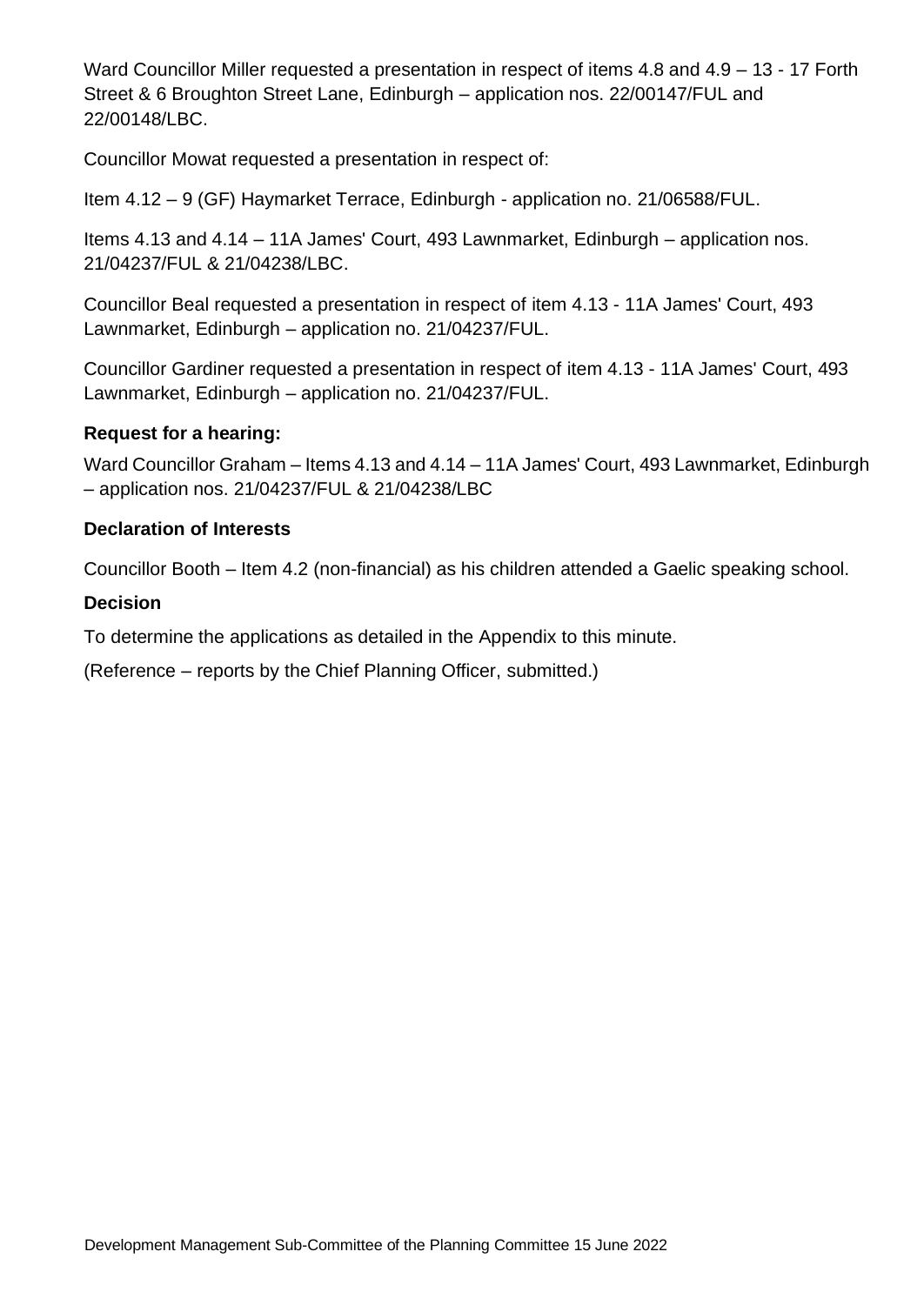Ward Councillor Miller requested a presentation in respect of items 4.8 and 4.9 – 13 - 17 Forth Street & 6 Broughton Street Lane, Edinburgh – application nos. 22/00147/FUL and 22/00148/LBC.

Councillor Mowat requested a presentation in respect of:

Item 4.12 – 9 (GF) Haymarket Terrace, Edinburgh - application no. 21/06588/FUL.

Items 4.13 and 4.14 – 11A James' Court, 493 Lawnmarket, Edinburgh – application nos. 21/04237/FUL & 21/04238/LBC.

Councillor Beal requested a presentation in respect of item 4.13 - 11A James' Court, 493 Lawnmarket, Edinburgh – application no. 21/04237/FUL.

Councillor Gardiner requested a presentation in respect of item 4.13 - 11A James' Court, 493 Lawnmarket, Edinburgh – application no. 21/04237/FUL.

**Request for a hearing:**

Ward Councillor Graham – Items 4.13 and 4.14 – 11A James' Court, 493 Lawnmarket, Edinburgh – application nos. 21/04237/FUL & 21/04238/LBC

**Declaration of Interests**

Councillor Booth – Item 4.2 (non-financial) as his children attended a Gaelic speaking school.

**Decision**

To determine the applications as detailed in the Appendix to this minute.

(Reference – reports by the Chief Planning Officer, submitted.)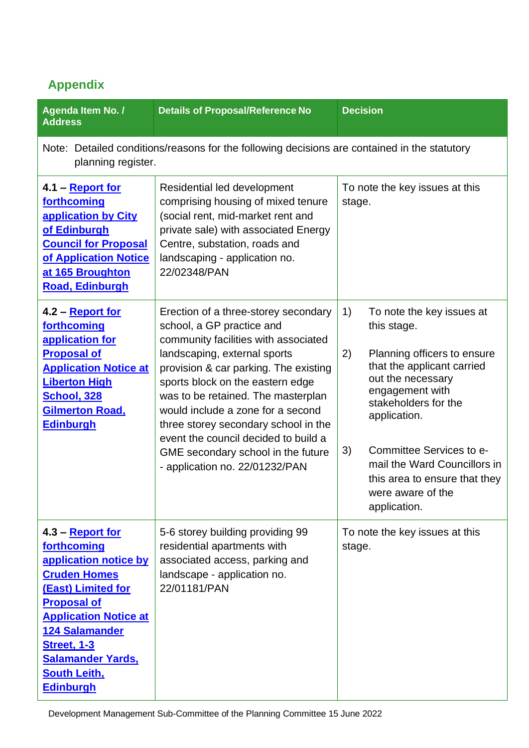## Appendix

| Agenda Item No. / Address | Details of Proposal/Reference No | Decision |
|---|---|---|
| Note: Detailed conditions/reasons for the following decisions are contained in the statutory planning register. | | |
| **4.1 – Report for forthcoming application by City of Edinburgh Council for Proposal of Application Notice at 165 Broughton Road, Edinburgh** | Residential led development comprising housing of mixed tenure (social rent, mid-market rent and private sale) with associated Energy Centre, substation, roads and landscaping - application no. 22/02348/PAN | To note the key issues at this stage. |
| **4.2 – Report for forthcoming application for Proposal of Application Notice at Liberton High School, 328 Gilmerton Road, Edinburgh** | Erection of a three-storey secondary school, a GP practice and community facilities with associated landscaping, external sports provision & car parking. The existing sports block on the eastern edge was to be retained. The masterplan would include a zone for a second three storey secondary school in the event the council decided to build a GME secondary school in the future - application no. 22/01232/PAN | 1) To note the key issues at this stage.<br><br>2) Planning officers to ensure that the applicant carried out the necessary engagement with stakeholders for the application.<br><br>3) Committee Services to e-mail the Ward Councillors in this area to ensure that they were aware of the application. |
| **4.3 – Report for forthcoming application notice by Cruden Homes (East) Limited for Proposal of Application Notice at 124 Salamander Street, 1-3 Salamander Yards, South Leith, Edinburgh** | 5-6 storey building providing 99 residential apartments with associated access, parking and landscape - application no. 22/01181/PAN | To note the key issues at this stage. |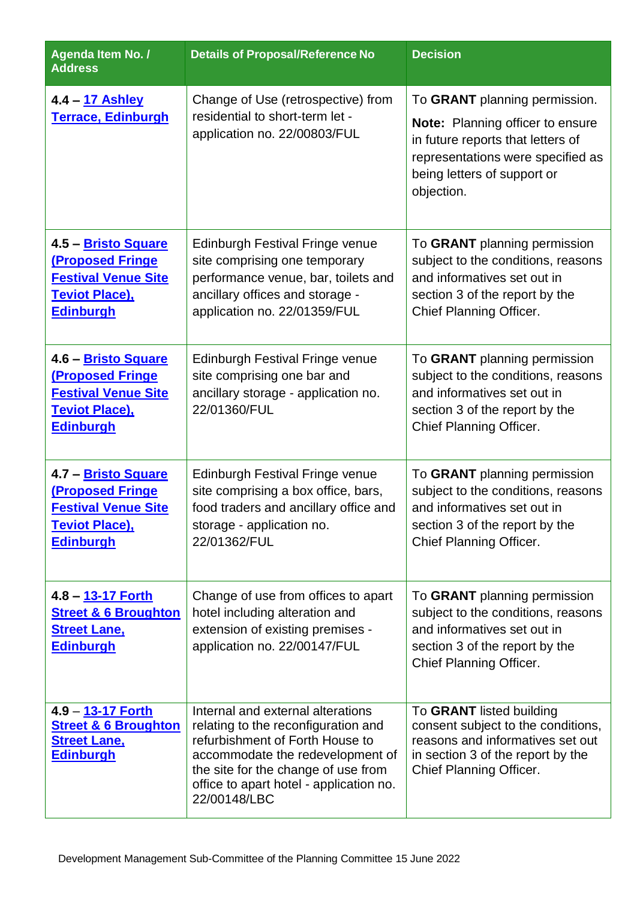| Agenda Item No. / Address | Details of Proposal/Reference No | Decision |
|---|---|---|
| **4.4 – 17 Ashley Terrace, Edinburgh** | Change of Use (retrospective) from residential to short-term let - application no. 22/00803/FUL | To **GRANT** planning permission.<br><br>**Note:** Planning officer to ensure in future reports that letters of representations were specified as being letters of support or objection. |
| **4.5 – Bristo Square (Proposed Fringe Festival Venue Site Teviot Place), Edinburgh** | Edinburgh Festival Fringe venue site comprising one temporary performance venue, bar, toilets and ancillary offices and storage - application no. 22/01359/FUL | To **GRANT** planning permission subject to the conditions, reasons and informatives set out in section 3 of the report by the Chief Planning Officer. |
| **4.6 – Bristo Square (Proposed Fringe Festival Venue Site Teviot Place), Edinburgh** | Edinburgh Festival Fringe venue site comprising one bar and ancillary storage - application no. 22/01360/FUL | To **GRANT** planning permission subject to the conditions, reasons and informatives set out in section 3 of the report by the Chief Planning Officer. |
| **4.7 – Bristo Square (Proposed Fringe Festival Venue Site Teviot Place), Edinburgh** | Edinburgh Festival Fringe venue site comprising a box office, bars, food traders and ancillary office and storage - application no. 22/01362/FUL | To **GRANT** planning permission subject to the conditions, reasons and informatives set out in section 3 of the report by the Chief Planning Officer. |
| **4.8 – 13-17 Forth Street & 6 Broughton Street Lane, Edinburgh** | Change of use from offices to apart hotel including alteration and extension of existing premises - application no. 22/00147/FUL | To **GRANT** planning permission subject to the conditions, reasons and informatives set out in section 3 of the report by the Chief Planning Officer. |
| **4.9 – 13-17 Forth Street & 6 Broughton Street Lane, Edinburgh** | Internal and external alterations relating to the reconfiguration and refurbishment of Forth House to accommodate the redevelopment of the site for the change of use from office to apart hotel - application no. 22/00148/LBC | To **GRANT** listed building consent subject to the conditions, reasons and informatives set out in section 3 of the report by the Chief Planning Officer. |

Development Management Sub-Committee of the Planning Committee 15 June 2022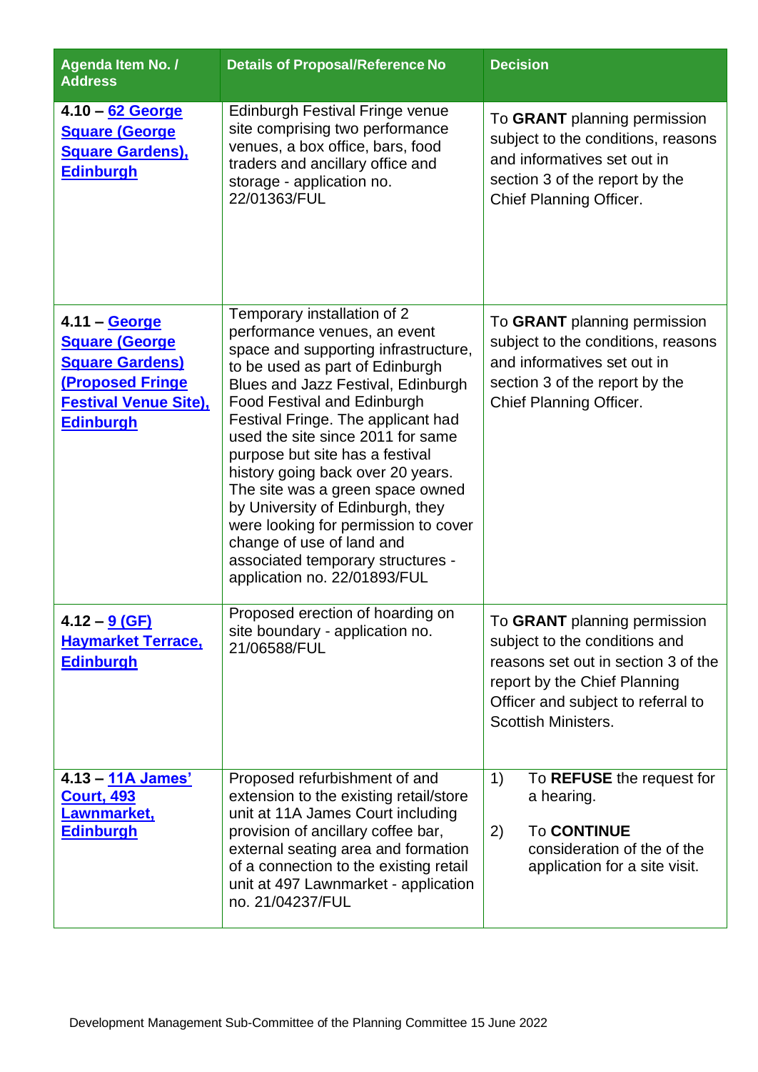| Agenda Item No. / Address | Details of Proposal/Reference No | Decision |
|---|---|---|
| **4.10 – 62 George Square (George Square Gardens), Edinburgh** | Edinburgh Festival Fringe venue site comprising two performance venues, a box office, bars, food traders and ancillary office and storage - application no. 22/01363/FUL | To **GRANT** planning permission subject to the conditions, reasons and informatives set out in section 3 of the report by the Chief Planning Officer. |
| **4.11 – George Square (George Square Gardens) (Proposed Fringe Festival Venue Site), Edinburgh** | Temporary installation of 2 performance venues, an event space and supporting infrastructure, to be used as part of Edinburgh Blues and Jazz Festival, Edinburgh Food Festival and Edinburgh Festival Fringe. The applicant had used the site since 2011 for same purpose but site has a festival history going back over 20 years. The site was a green space owned by University of Edinburgh, they were looking for permission to cover change of use of land and associated temporary structures - application no. 22/01893/FUL | To **GRANT** planning permission subject to the conditions, reasons and informatives set out in section 3 of the report by the Chief Planning Officer. |
| **4.12 – 9 (GF) Haymarket Terrace, Edinburgh** | Proposed erection of hoarding on site boundary - application no. 21/06588/FUL | To **GRANT** planning permission subject to the conditions and reasons set out in section 3 of the report by the Chief Planning Officer and subject to referral to Scottish Ministers. |
| **4.13 – 11A James' Court, 493 Lawnmarket, Edinburgh** | Proposed refurbishment of and extension to the existing retail/store unit at 11A James Court including provision of ancillary coffee bar, external seating area and formation of a connection to the existing retail unit at 497 Lawnmarket - application no. 21/04237/FUL | 1) To **REFUSE** the request for a hearing.<br><br>2) To **CONTINUE** consideration of the of the application for a site visit. |

Development Management Sub-Committee of the Planning Committee 15 June 2022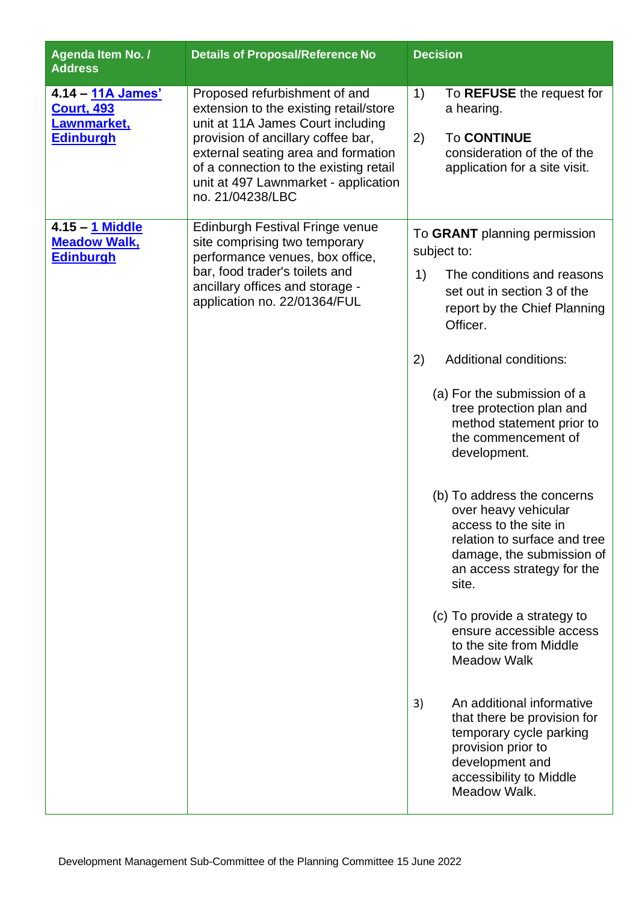| Agenda Item No. / Address | Details of Proposal/Reference No | Decision |
|---|---|---|
| **4.14 – 11A James' Court, 493 Lawnmarket, Edinburgh** | Proposed refurbishment of and extension to the existing retail/store unit at 11A James Court including provision of ancillary coffee bar, external seating area and formation of a connection to the existing retail unit at 497 Lawnmarket - application no. 21/04238/LBC | 1) To **REFUSE** the request for a hearing.<br><br>2) To **CONTINUE** consideration of the of the application for a site visit. |
| **4.15 – 1 Middle Meadow Walk, Edinburgh** | Edinburgh Festival Fringe venue site comprising two temporary performance venues, box office, bar, food trader's toilets and ancillary offices and storage - application no. 22/01364/FUL | To **GRANT** planning permission subject to:<br><br>1) The conditions and reasons set out in section 3 of the report by the Chief Planning Officer.<br><br>2) Additional conditions:<br><br>(a) For the submission of a tree protection plan and method statement prior to the commencement of development.<br><br>(b) To address the concerns over heavy vehicular access to the site in relation to surface and tree damage, the submission of an access strategy for the site.<br><br>(c) To provide a strategy to ensure accessible access to the site from Middle Meadow Walk<br><br>3) An additional informative that there be provision for temporary cycle parking provision prior to development and accessibility to Middle Meadow Walk. |

Development Management Sub-Committee of the Planning Committee 15 June 2022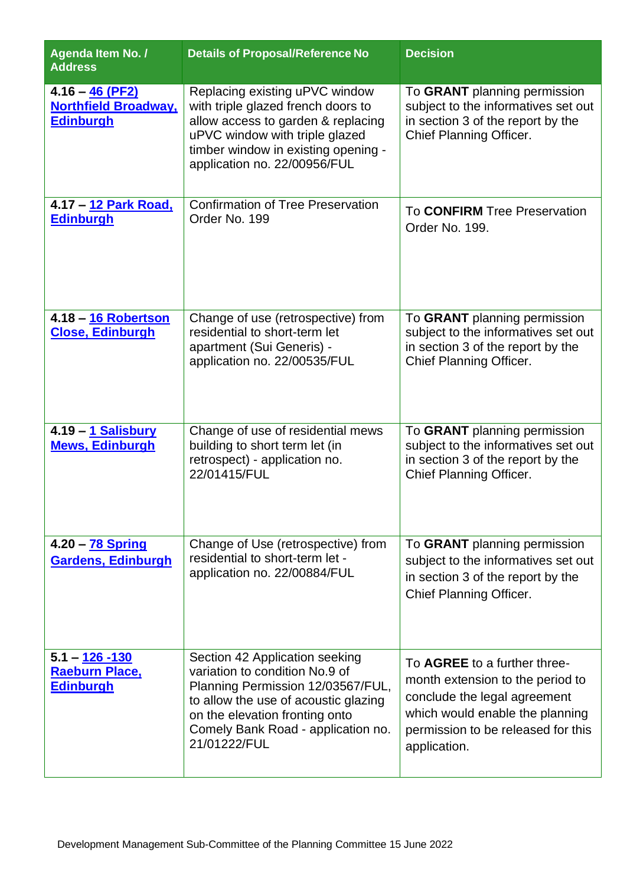| Agenda Item No. / Address | Details of Proposal/Reference No | Decision |
|---|---|---|
| **4.16 – 46 (PF2) Northfield Broadway, Edinburgh** | Replacing existing uPVC window with triple glazed french doors to allow access to garden & replacing uPVC window with triple glazed timber window in existing opening - application no. 22/00956/FUL | To **GRANT** planning permission subject to the informatives set out in section 3 of the report by the Chief Planning Officer. |
| **4.17 – 12 Park Road, Edinburgh** | Confirmation of Tree Preservation Order No. 199 | To **CONFIRM** Tree Preservation Order No. 199. |
| **4.18 – 16 Robertson Close, Edinburgh** | Change of use (retrospective) from residential to short-term let apartment (Sui Generis) - application no. 22/00535/FUL | To **GRANT** planning permission subject to the informatives set out in section 3 of the report by the Chief Planning Officer. |
| **4.19 – 1 Salisbury Mews, Edinburgh** | Change of use of residential mews building to short term let (in retrospect) - application no. 22/01415/FUL | To **GRANT** planning permission subject to the informatives set out in section 3 of the report by the Chief Planning Officer. |
| **4.20 – 78 Spring Gardens, Edinburgh** | Change of Use (retrospective) from residential to short-term let - application no. 22/00884/FUL | To **GRANT** planning permission subject to the informatives set out in section 3 of the report by the Chief Planning Officer. |
| **5.1 – 126 -130 Raeburn Place, Edinburgh** | Section 42 Application seeking variation to condition No.9 of Planning Permission 12/03567/FUL, to allow the use of acoustic glazing on the elevation fronting onto Comely Bank Road - application no. 21/01222/FUL | To **AGREE** to a further three-month extension to the period to conclude the legal agreement which would enable the planning permission to be released for this application. |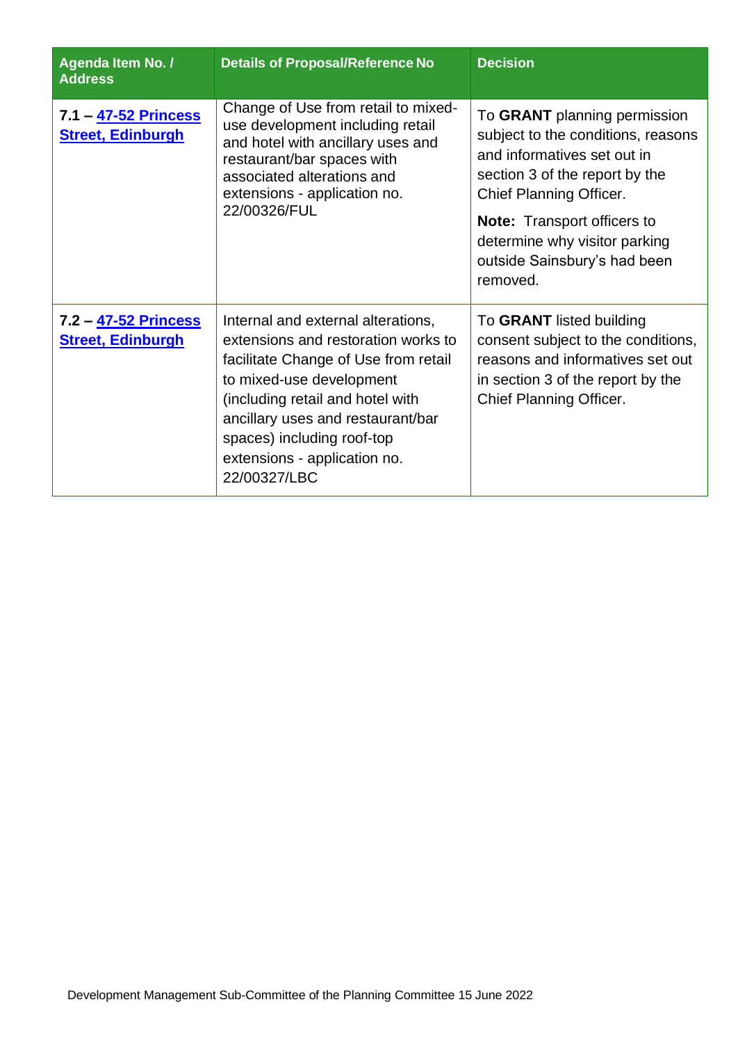| Agenda Item No. / Address | Details of Proposal/Reference No | Decision |
|---|---|---|
| **7.1 – 47-52 Princess Street, Edinburgh** | Change of Use from retail to mixed-use development including retail and hotel with ancillary uses and restaurant/bar spaces with associated alterations and extensions - application no. 22/00326/FUL | To **GRANT** planning permission subject to the conditions, reasons and informatives set out in section 3 of the report by the Chief Planning Officer. **Note:** Transport officers to determine why visitor parking outside Sainsbury's had been removed. |
| **7.2 – 47-52 Princess Street, Edinburgh** | Internal and external alterations, extensions and restoration works to facilitate Change of Use from retail to mixed-use development (including retail and hotel with ancillary uses and restaurant/bar spaces) including roof-top extensions - application no. 22/00327/LBC | To **GRANT** listed building consent subject to the conditions, reasons and informatives set out in section 3 of the report by the Chief Planning Officer. |